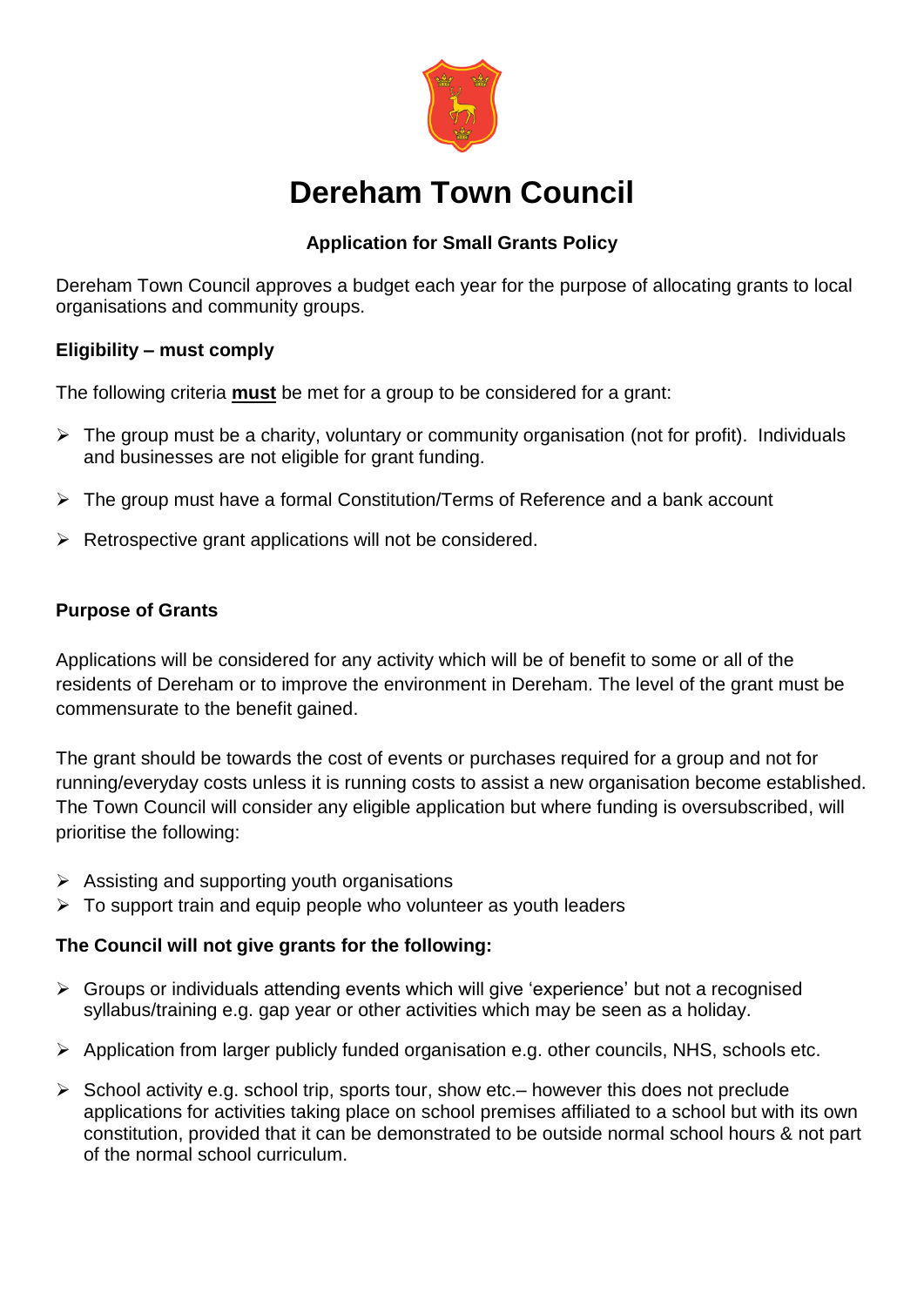# Dereham Town Council

**Application for Small Grants Policy**

Dereham Town Council approves a budget each year for the purpose of allocating grants to local organisations and community groups.

**Eligibility – must comply**

The following criteria **must** be met for a group to be considered for a grant:

- The group must be a charity, voluntary or community organisation (not for profit). Individuals and businesses are not eligible for grant funding.
- The group must have a formal Constitution/Terms of Reference and a bank account
- Retrospective grant applications will not be considered.

**Purpose of Grants**

Applications will be considered for any activity which will be of benefit to some or all of the residents of Dereham or to improve the environment in Dereham. The level of the grant must be commensurate to the benefit gained.

The grant should be towards the cost of events or purchases required for a group and not for running/everyday costs unless it is running costs to assist a new organisation become established. The Town Council will consider any eligible application but where funding is oversubscribed, will prioritise the following:

- Assisting and supporting youth organisations
- To support train and equip people who volunteer as youth leaders

**The Council will not give grants for the following:**

- Groups or individuals attending events which will give 'experience' but not a recognised syllabus/training e.g. gap year or other activities which may be seen as a holiday.
- Application from larger publicly funded organisation e.g. other councils, NHS, schools etc.
- School activity e.g. school trip, sports tour, show etc.– however this does not preclude applications for activities taking place on school premises affiliated to a school but with its own constitution, provided that it can be demonstrated to be outside normal school hours & not part of the normal school curriculum.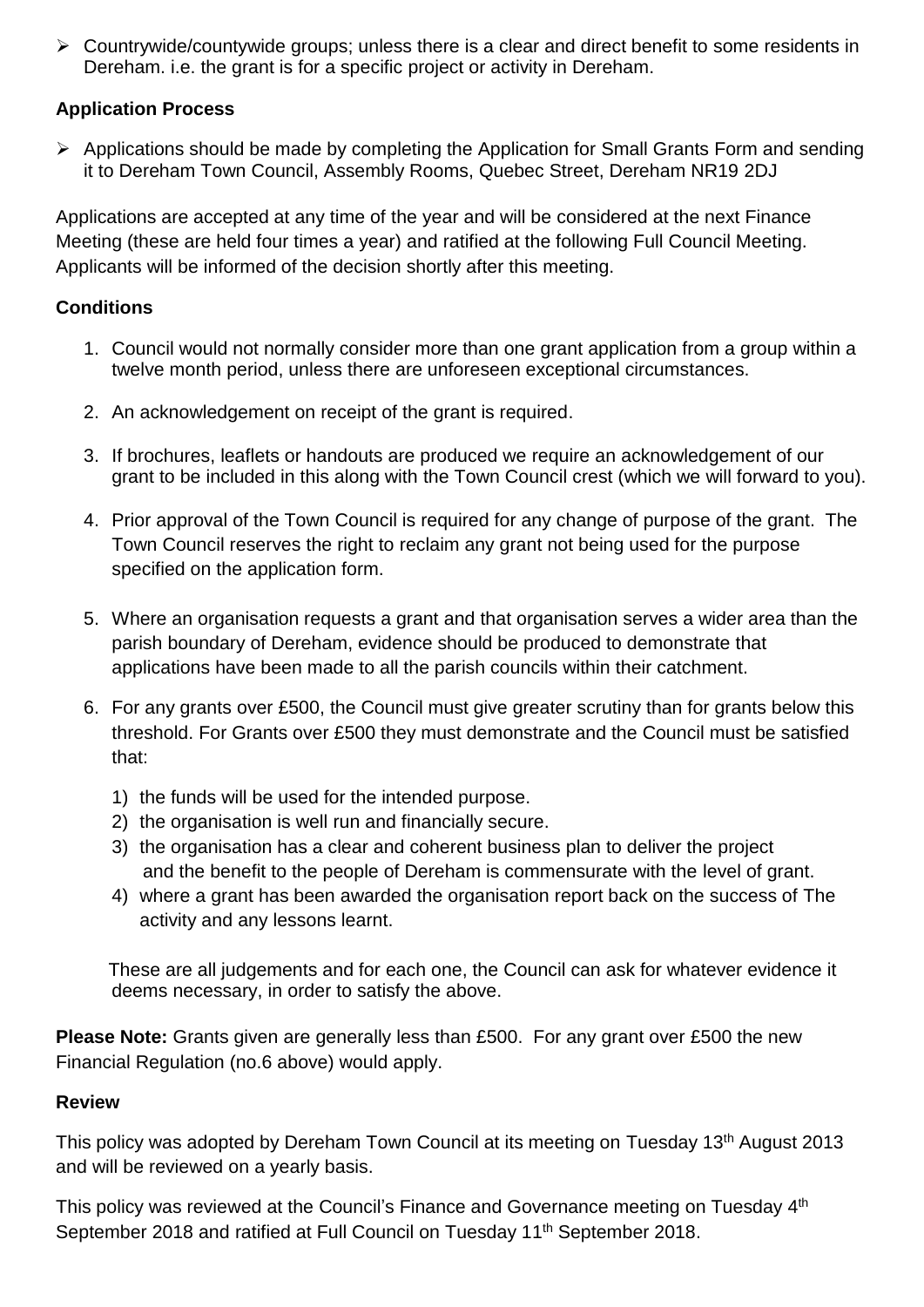- Countrywide/countywide groups; unless there is a clear and direct benefit to some residents in Dereham. i.e. the grant is for a specific project or activity in Dereham.

**Application Process**

- Applications should be made by completing the Application for Small Grants Form and sending it to Dereham Town Council, Assembly Rooms, Quebec Street, Dereham NR19 2DJ

Applications are accepted at any time of the year and will be considered at the next Finance Meeting (these are held four times a year) and ratified at the following Full Council Meeting. Applicants will be informed of the decision shortly after this meeting.

**Conditions**

1. Council would not normally consider more than one grant application from a group within a twelve month period, unless there are unforeseen exceptional circumstances.

2. An acknowledgement on receipt of the grant is required.

3. If brochures, leaflets or handouts are produced we require an acknowledgement of our grant to be included in this along with the Town Council crest (which we will forward to you).

4. Prior approval of the Town Council is required for any change of purpose of the grant. The Town Council reserves the right to reclaim any grant not being used for the purpose specified on the application form.

5. Where an organisation requests a grant and that organisation serves a wider area than the parish boundary of Dereham, evidence should be produced to demonstrate that applications have been made to all the parish councils within their catchment.

6. For any grants over £500, the Council must give greater scrutiny than for grants below this threshold. For Grants over £500 they must demonstrate and the Council must be satisfied that:

   1) the funds will be used for the intended purpose.
   2) the organisation is well run and financially secure.
   3) the organisation has a clear and coherent business plan to deliver the project and the benefit to the people of Dereham is commensurate with the level of grant.
   4) where a grant has been awarded the organisation report back on the success of The activity and any lessons learnt.

   These are all judgements and for each one, the Council can ask for whatever evidence it deems necessary, in order to satisfy the above.

**Please Note:** Grants given are generally less than £500. For any grant over £500 the new Financial Regulation (no.6 above) would apply.

**Review**

This policy was adopted by Dereham Town Council at its meeting on Tuesday 13th August 2013 and will be reviewed on a yearly basis.

This policy was reviewed at the Council's Finance and Governance meeting on Tuesday 4th September 2018 and ratified at Full Council on Tuesday 11th September 2018.